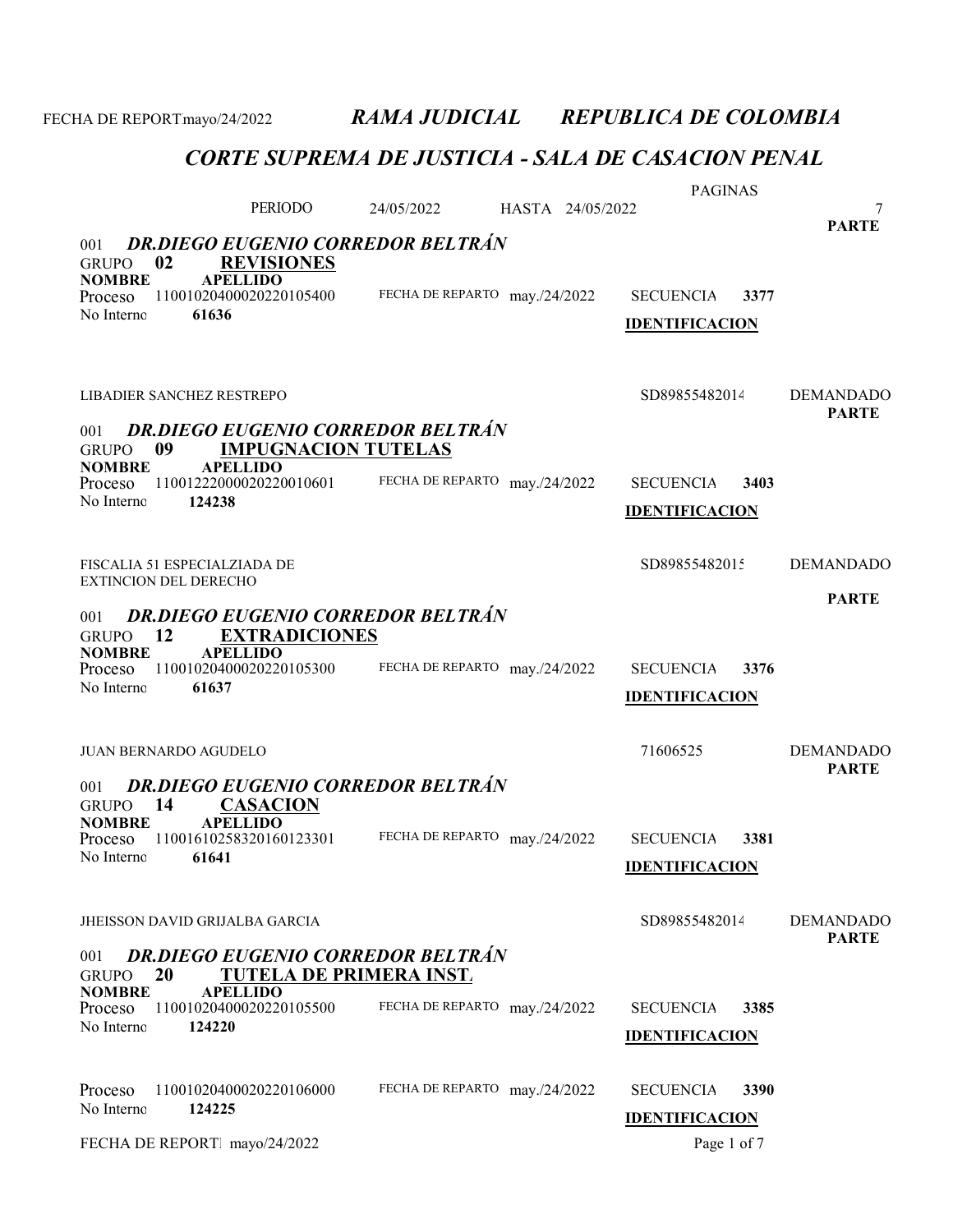FECHA DE REPORT mayo/24/2022

# *RAMA JUDICIAL REPUBLICA DE COLOMBIA*

## *CORTE SUPREMA DE JUSTICIA - SALA DE CASACION PENAL*

PERIODO 24/05/2022 HASTA 24/05/2022 PAGINAS 7

**PARTE**

001 ***DR.DIEGO EUGENIO CORREDOR BELTRÁN***

GRUPO **02** **REVISIONES**

**NOMBRE** **APELLIDO**

Proceso 11001020400020220105400 FECHA DE REPARTO may./24/2022 SECUENCIA **3377**

No Interno **61636** **IDENTIFICACION**

LIBADIER SANCHEZ RESTREPO SD89855482014 DEMANDADO

**PARTE**

001 ***DR.DIEGO EUGENIO CORREDOR BELTRÁN***

GRUPO **09** **IMPUGNACION TUTELAS**

**NOMBRE** **APELLIDO**

Proceso 11001222000020220010601 FECHA DE REPARTO may./24/2022 SECUENCIA **3403**

No Interno **124238** **IDENTIFICACION**

FISCALIA 51 ESPECIALZIADA DE EXTINCION DEL DERECHO SD89855482015 DEMANDADO

**PARTE**

001 ***DR.DIEGO EUGENIO CORREDOR BELTRÁN***

GRUPO **12** **EXTRADICIONES**

**NOMBRE** **APELLIDO**

Proceso 11001020400020220105300 FECHA DE REPARTO may./24/2022 SECUENCIA **3376**

No Interno **61637** **IDENTIFICACION**

JUAN BERNARDO AGUDELO 71606525 DEMANDADO

**PARTE**

001 ***DR.DIEGO EUGENIO CORREDOR BELTRÁN***

GRUPO **14** **CASACION**

**NOMBRE** **APELLIDO**

Proceso 11001610258320160123301 FECHA DE REPARTO may./24/2022 SECUENCIA **3381**

No Interno **61641** **IDENTIFICACION**

JHEISSON DAVID GRIJALBA GARCIA SD89855482014 DEMANDADO

**PARTE**

001 ***DR.DIEGO EUGENIO CORREDOR BELTRÁN***

GRUPO **20** **TUTELA DE PRIMERA INST.**

**NOMBRE** **APELLIDO**

Proceso 11001020400020220105500 FECHA DE REPARTO may./24/2022 SECUENCIA **3385**

No Interno **124220** **IDENTIFICACION**

Proceso 11001020400020220106000 FECHA DE REPARTO may./24/2022 SECUENCIA **3390**

No Interno **124225** **IDENTIFICACION**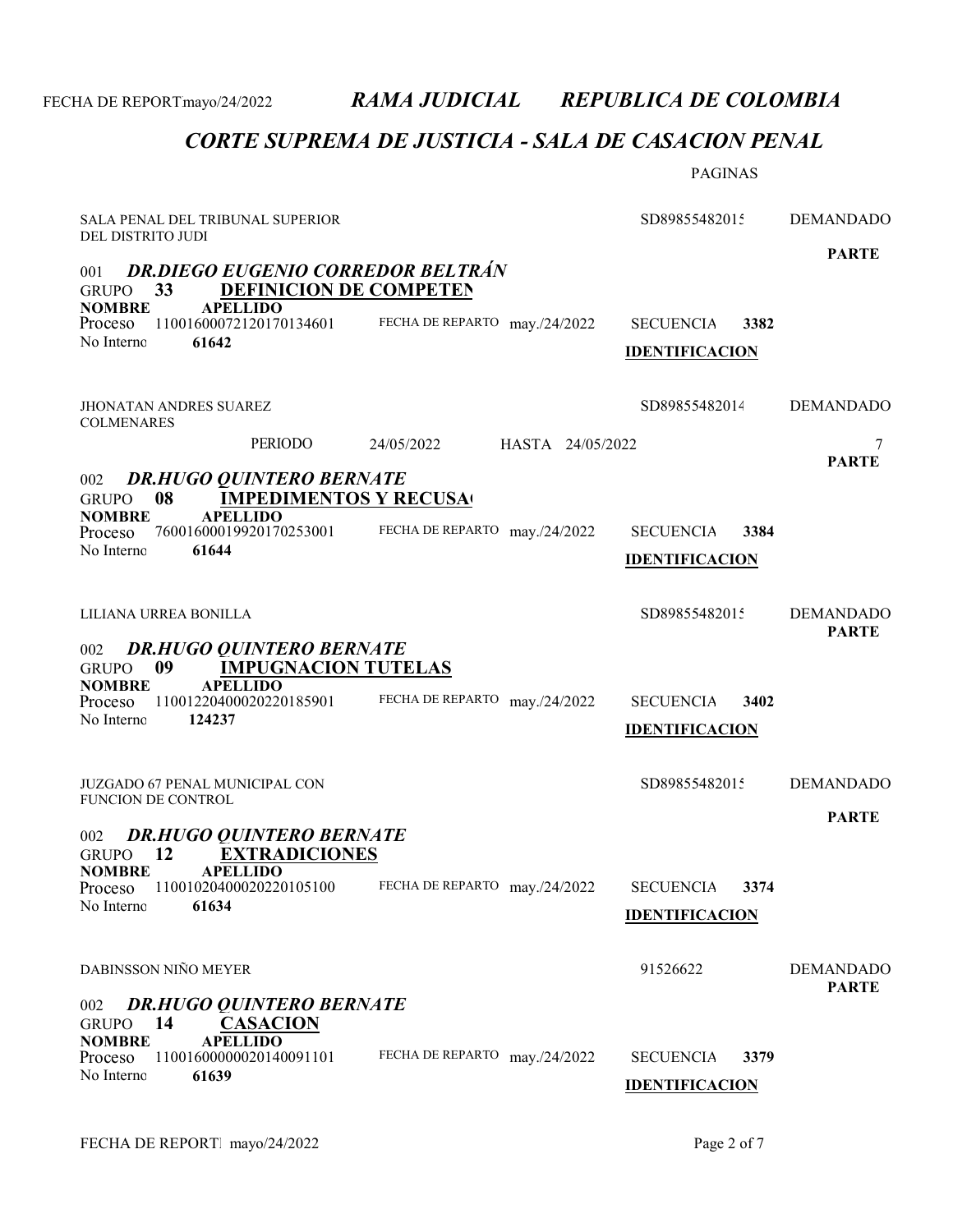# *RAMA JUDICIAL REPUBLICA DE COLOMBIA*

## *CORTE SUPREMA DE JUSTICIA - SALA DE CASACION PENAL*

PAGINAS

SALA PENAL DEL TRIBUNAL SUPERIOR DEL DISTRITO JUDI — SD89855482015 — DEMANDADO

**PARTE**

001 ***DR.DIEGO EUGENIO CORREDOR BELTRÁN***
GRUPO **33** **DEFINICION DE COMPETEN**
**NOMBRE** **APELLIDO**
Proceso 11001600072120170134601 — FECHA DE REPARTO may./24/2022 — SECUENCIA **3382**
No Interno **61642**
**IDENTIFICACION**

JHONATAN ANDRES SUAREZ COLMENARES — SD89855482014 — DEMANDADO

PERIODO 24/05/2022 HASTA 24/05/2022 — 7

**PARTE**

002 ***DR.HUGO QUINTERO BERNATE***
GRUPO **08** **IMPEDIMENTOS Y RECUSA**
**NOMBRE** **APELLIDO**
Proceso 76001600019920170253001 — FECHA DE REPARTO may./24/2022 — SECUENCIA **3384**
No Interno **61644**
**IDENTIFICACION**

LILIANA URREA BONILLA — SD89855482015 — DEMANDADO

**PARTE**

002 ***DR.HUGO QUINTERO BERNATE***
GRUPO **09** **IMPUGNACION TUTELAS**
**NOMBRE** **APELLIDO**
Proceso 11001220400020220185901 — FECHA DE REPARTO may./24/2022 — SECUENCIA **3402**
No Interno **124237**
**IDENTIFICACION**

JUZGADO 67 PENAL MUNICIPAL CON FUNCION DE CONTROL — SD89855482015 — DEMANDADO

**PARTE**

002 ***DR.HUGO QUINTERO BERNATE***
GRUPO **12** **EXTRADICIONES**
**NOMBRE** **APELLIDO**
Proceso 11001020400020220105100 — FECHA DE REPARTO may./24/2022 — SECUENCIA **3374**
No Interno **61634**
**IDENTIFICACION**

DABINSSON NIÑO MEYER — 91526622 — DEMANDADO

**PARTE**

002 ***DR.HUGO QUINTERO BERNATE***
GRUPO **14** **CASACION**
**NOMBRE** **APELLIDO**
Proceso 11001600000020140091101 — FECHA DE REPARTO may./24/2022 — SECUENCIA **3379**
No Interno **61639**
**IDENTIFICACION**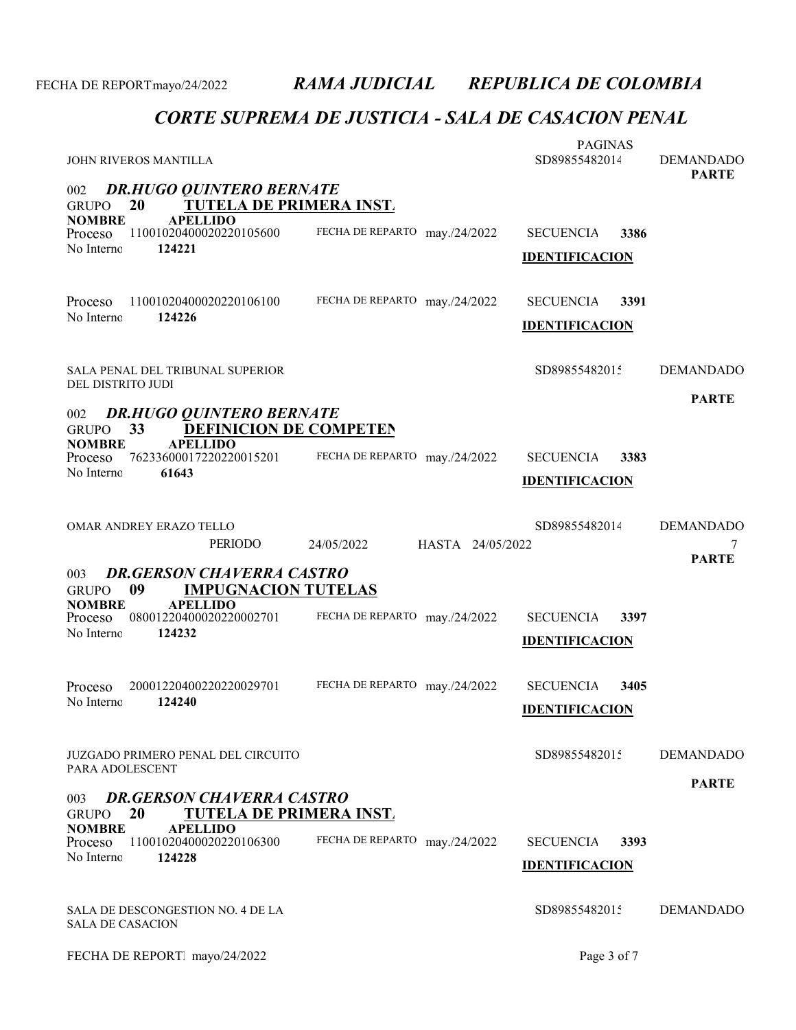**RAMA JUDICIAL — REPUBLICA DE COLOMBIA**

## CORTE SUPREMA DE JUSTICIA - SALA DE CASACION PENAL

PERIODO 24/05/2022 HASTA 24/05/2022

| | | | PAGINAS |
|---|---|---|---|
| JOHN RIVEROS MANTILLA | | SD89855482014 | DEMANDADO |

**PARTE**

002 ***DR.HUGO QUINTERO BERNATE***

GRUPO **20** **TUTELA DE PRIMERA INST.**

**NOMBRE** **APELLIDO**

| Proceso | FECHA DE REPARTO | SECUENCIA | No Interno |
|---|---|---|---|
| 11001020400020220105600 | may./24/2022 | 3386 | 124221 |
| 11001020400020220106100 | may./24/2022 | 3391 | 124226 |

**IDENTIFICACION**

| | | |
|---|---|---|
| SALA PENAL DEL TRIBUNAL SUPERIOR DEL DISTRITO JUDI | SD89855482015 | DEMANDADO |

**PARTE**

002 ***DR.HUGO QUINTERO BERNATE***

GRUPO **33** **DEFINICION DE COMPETEN**

**NOMBRE** **APELLIDO**

| Proceso | FECHA DE REPARTO | SECUENCIA | No Interno |
|---|---|---|---|
| 76233600017220220015201 | may./24/2022 | 3383 | 61643 |

**IDENTIFICACION**

| | | |
|---|---|---|
| OMAR ANDREY ERAZO TELLO | SD89855482014 | DEMANDADO |

**PARTE**

003 ***DR.GERSON CHAVERRA CASTRO***

GRUPO **09** **IMPUGNACION TUTELAS**

**NOMBRE** **APELLIDO**

| Proceso | FECHA DE REPARTO | SECUENCIA | No Interno |
|---|---|---|---|
| 08001220400020220002701 | may./24/2022 | 3397 | 124232 |
| 20001220400220220029701 | may./24/2022 | 3405 | 124240 |

**IDENTIFICACION**

| | | |
|---|---|---|
| JUZGADO PRIMERO PENAL DEL CIRCUITO PARA ADOLESCENT | SD89855482015 | DEMANDADO |

**PARTE**

003 ***DR.GERSON CHAVERRA CASTRO***

GRUPO **20** **TUTELA DE PRIMERA INST.**

**NOMBRE** **APELLIDO**

| Proceso | FECHA DE REPARTO | SECUENCIA | No Interno |
|---|---|---|---|
| 11001020400020220106300 | may./24/2022 | 3393 | 124228 |

**IDENTIFICACION**

| | | |
|---|---|---|
| SALA DE DESCONGESTION NO. 4 DE LA SALA DE CASACION | SD89855482015 | DEMANDADO |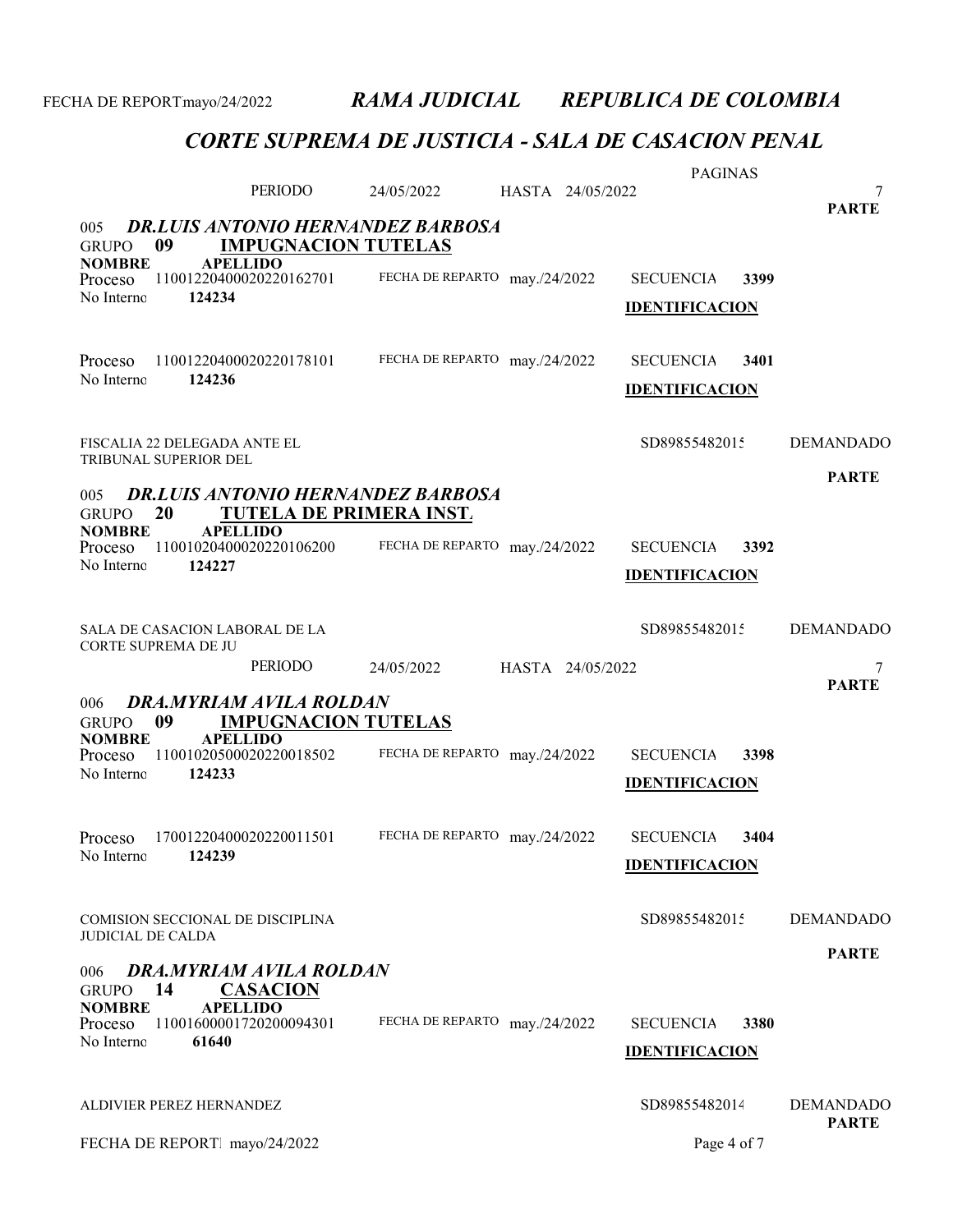PERIODO 24/05/2022 HASTA 24/05/2022 PAGINAS 7

**PARTE**

### 005 *DR.LUIS ANTONIO HERNANDEZ BARBOSA*

**GRUPO 09 IMPUGNACION TUTELAS**

**NOMBRE** **APELLIDO**

Proceso 11001220400020220162701 FECHA DE REPARTO may./24/2022 SECUENCIA **3399**

No Interno **124234** **IDENTIFICACION**

Proceso 11001220400020220178101 FECHA DE REPARTO may./24/2022 SECUENCIA **3401**

No Interno **124236** **IDENTIFICACION**

FISCALIA 22 DELEGADA ANTE EL TRIBUNAL SUPERIOR DEL SD89855482015 DEMANDADO

**PARTE**

### 005 *DR.LUIS ANTONIO HERNANDEZ BARBOSA*

**GRUPO 20 TUTELA DE PRIMERA INST.**

**NOMBRE** **APELLIDO**

Proceso 11001020400020220106200 FECHA DE REPARTO may./24/2022 SECUENCIA **3392**

No Interno **124227** **IDENTIFICACION**

SALA DE CASACION LABORAL DE LA CORTE SUPREMA DE JU SD89855482015 DEMANDADO

PERIODO 24/05/2022 HASTA 24/05/2022 7

**PARTE**

### 006 *DRA.MYRIAM AVILA ROLDAN*

**GRUPO 09 IMPUGNACION TUTELAS**

**NOMBRE** **APELLIDO**

Proceso 11001020500020220018502 FECHA DE REPARTO may./24/2022 SECUENCIA **3398**

No Interno **124233** **IDENTIFICACION**

Proceso 17001220400020220011501 FECHA DE REPARTO may./24/2022 SECUENCIA **3404**

No Interno **124239** **IDENTIFICACION**

COMISION SECCIONAL DE DISCIPLINA JUDICIAL DE CALDA SD89855482015 DEMANDADO

**PARTE**

### 006 *DRA.MYRIAM AVILA ROLDAN*

**GRUPO 14 CASACION**

**NOMBRE** **APELLIDO**

Proceso 11001600001720200094301 FECHA DE REPARTO may./24/2022 SECUENCIA **3380**

No Interno **61640** **IDENTIFICACION**

ALDIVIER PEREZ HERNANDEZ SD89855482014 DEMANDADO

**PARTE**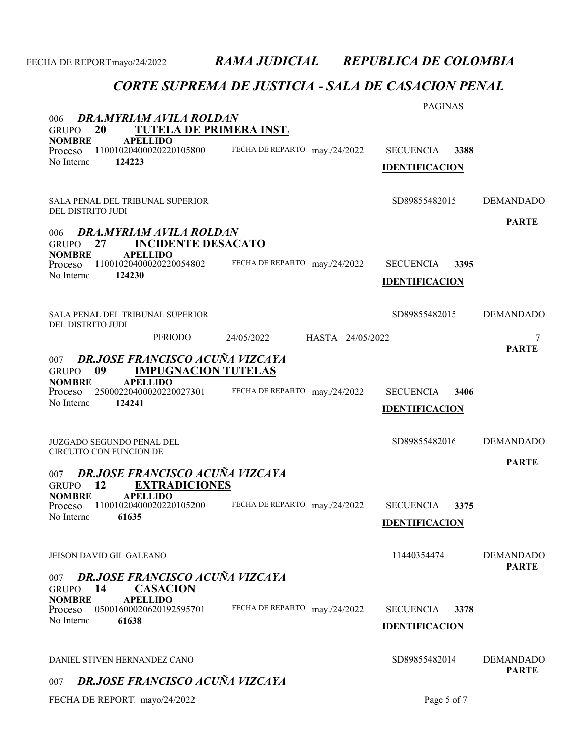*RAMA JUDICIAL REPUBLICA DE COLOMBIA*

## *CORTE SUPREMA DE JUSTICIA - SALA DE CASACION PENAL*

PAGINAS

006 ***DRA.MYRIAM AVILA ROLDAN***
GRUPO **20** **TUTELA DE PRIMERA INST.**

**NOMBRE** **APELLIDO**
Proceso 11001020400020220105800 FECHA DE REPARTO may./24/2022 SECUENCIA **3388**
No Interno **124223**

**IDENTIFICACION**

SALA PENAL DEL TRIBUNAL SUPERIOR DEL DISTRITO JUDI SD89855482015 DEMANDADO

**PARTE**

006 ***DRA.MYRIAM AVILA ROLDAN***
GRUPO **27** **INCIDENTE DESACATO**

**NOMBRE** **APELLIDO**
Proceso 11001020400020220054802 FECHA DE REPARTO may./24/2022 SECUENCIA **3395**
No Interno **124230**

**IDENTIFICACION**

SALA PENAL DEL TRIBUNAL SUPERIOR DEL DISTRITO JUDI SD89855482015 DEMANDADO

PERIODO 24/05/2022 HASTA 24/05/2022

**PARTE**

007 ***DR.JOSE FRANCISCO ACUÑA VIZCAYA***
GRUPO **09** **IMPUGNACION TUTELAS**

**NOMBRE** **APELLIDO**
Proceso 25000220400020220027301 FECHA DE REPARTO may./24/2022 SECUENCIA **3406**
No Interno **124241**

**IDENTIFICACION**

JUZGADO SEGUNDO PENAL DEL CIRCUITO CON FUNCION DE SD89855482016 DEMANDADO

**PARTE**

007 ***DR.JOSE FRANCISCO ACUÑA VIZCAYA***
GRUPO **12** **EXTRADICIONES**

**NOMBRE** **APELLIDO**
Proceso 11001020400020220105200 FECHA DE REPARTO may./24/2022 SECUENCIA **3375**
No Interno **61635**

**IDENTIFICACION**

JEISON DAVID GIL GALEANO 11440354474 DEMANDADO

**PARTE**

007 ***DR.JOSE FRANCISCO ACUÑA VIZCAYA***
GRUPO **14** **CASACION**

**NOMBRE** **APELLIDO**
Proceso 05001600020620192595701 FECHA DE REPARTO may./24/2022 SECUENCIA **3378**
No Interno **61638**

**IDENTIFICACION**

DANIEL STIVEN HERNANDEZ CANO SD89855482014 DEMANDADO

**PARTE**

007 ***DR.JOSE FRANCISCO ACUÑA VIZCAYA***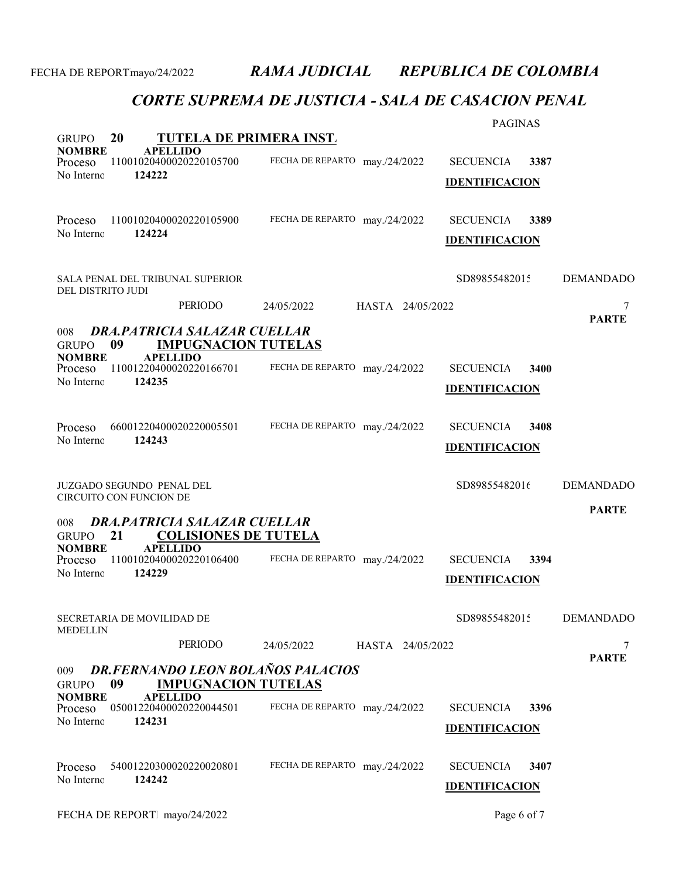**RAMA JUDICIAL** **REPUBLICA DE COLOMBIA**

## CORTE SUPREMA DE JUSTICIA - SALA DE CASACION PENAL

PAGINAS

**GRUPO 20 TUTELA DE PRIMERA INST.**

**NOMBRE** **APELLIDO**

Proceso 11001020400020220105700 FECHA DE REPARTO may./24/2022 SECUENCIA **3387**
No Interno **124222** **IDENTIFICACION**

Proceso 11001020400020220105900 FECHA DE REPARTO may./24/2022 SECUENCIA **3389**
No Interno **124224** **IDENTIFICACION**

SALA PENAL DEL TRIBUNAL SUPERIOR DEL DISTRITO JUDI SD89855482015 DEMANDADO

PERIODO 24/05/2022 HASTA 24/05/2022 7 **PARTE**

### 008 *DRA.PATRICIA SALAZAR CUELLAR*

**GRUPO 09 IMPUGNACION TUTELAS**

**NOMBRE** **APELLIDO**

Proceso 11001220400020220166701 FECHA DE REPARTO may./24/2022 SECUENCIA **3400**
No Interno **124235** **IDENTIFICACION**

Proceso 66001220400020220005501 FECHA DE REPARTO may./24/2022 SECUENCIA **3408**
No Interno **124243** **IDENTIFICACION**

JUZGADO SEGUNDO PENAL DEL CIRCUITO CON FUNCION DE SD89855482016 DEMANDADO **PARTE**

### 008 *DRA.PATRICIA SALAZAR CUELLAR*

**GRUPO 21 COLISIONES DE TUTELA**

**NOMBRE** **APELLIDO**

Proceso 11001020400020220106400 FECHA DE REPARTO may./24/2022 SECUENCIA **3394**
No Interno **124229** **IDENTIFICACION**

SECRETARIA DE MOVILIDAD DE MEDELLIN SD89855482015 DEMANDADO

PERIODO 24/05/2022 HASTA 24/05/2022 7 **PARTE**

### 009 *DR.FERNANDO LEON BOLAÑOS PALACIOS*

**GRUPO 09 IMPUGNACION TUTELAS**

**NOMBRE** **APELLIDO**

Proceso 05001220400020220044501 FECHA DE REPARTO may./24/2022 SECUENCIA **3396**
No Interno **124231** **IDENTIFICACION**

Proceso 54001220300020220020801 FECHA DE REPARTO may./24/2022 SECUENCIA **3407**
No Interno **124242** **IDENTIFICACION**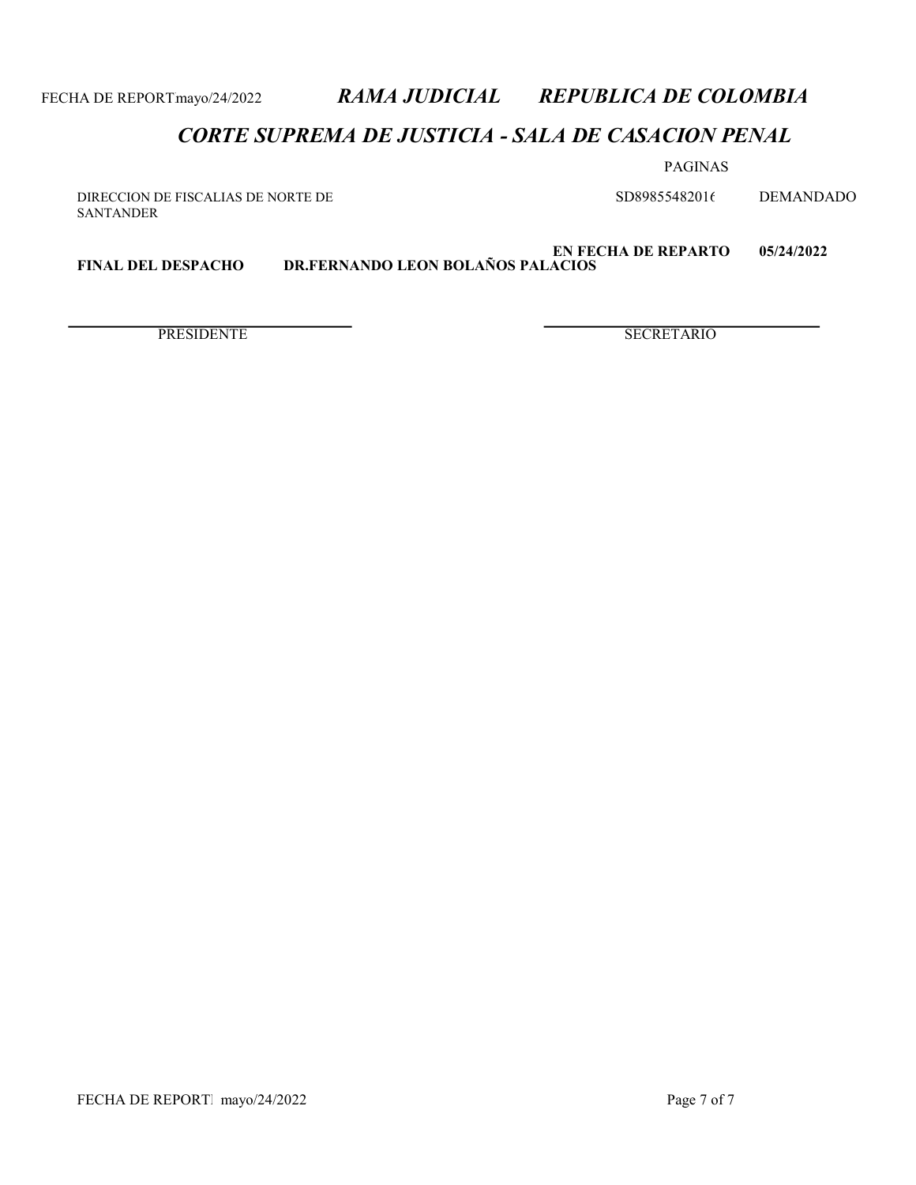FECHA DE REPORTmayo/24/2022

*RAMA JUDICIAL* *REPUBLICA DE COLOMBIA*

## *CORTE SUPREMA DE JUSTICIA - SALA DE CASACION PENAL*

PAGINAS

| | | |
|---|---|---|
| DIRECCION DE FISCALIAS DE NORTE DE SANTANDER | SD89855482016 | DEMANDADO |

**EN FECHA DE REPARTO** **05/24/2022**

**FINAL DEL DESPACHO** **DR.FERNANDO LEON BOLAÑOS PALACIOS**

PRESIDENTE

SECRETARIO